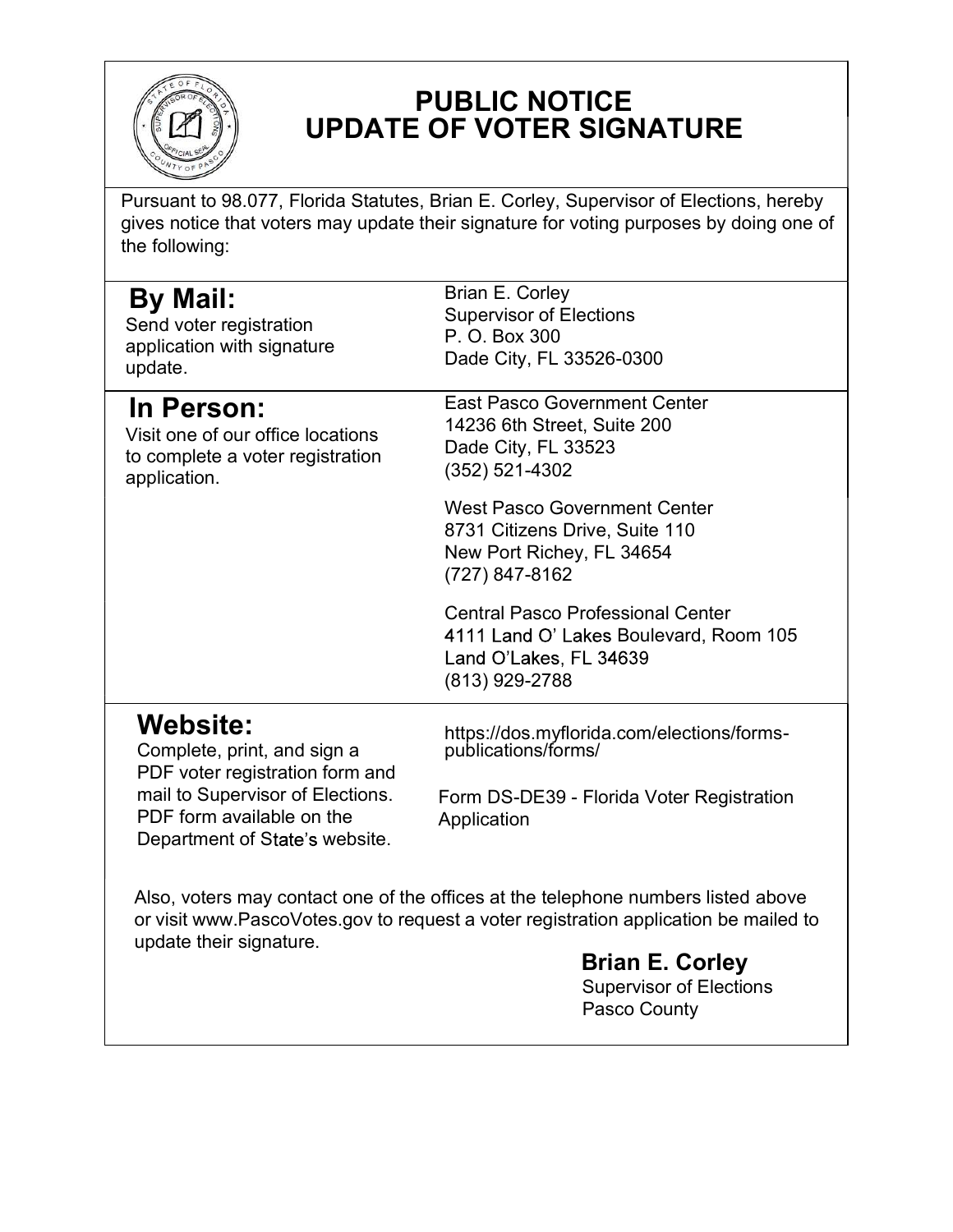# PUBLIC NOTICE
# UPDATE OF VOTER SIGNATURE

Pursuant to 98.077, Florida Statutes, Brian E. Corley, Supervisor of Elections, hereby gives notice that voters may update their signature for voting purposes by doing one of the following:

| | |
|---|---|
| **By Mail:**<br>Send voter registration application with signature update. | Brian E. Corley<br>Supervisor of Elections<br>P. O. Box 300<br>Dade City, FL 33526-0300 |
| **In Person:**<br>Visit one of our office locations to complete a voter registration application. | East Pasco Government Center<br>14236 6th Street, Suite 200<br>Dade City, FL 33523<br>(352) 521-4302<br><br>West Pasco Government Center<br>8731 Citizens Drive, Suite 110<br>New Port Richey, FL 34654<br>(727) 847-8162<br><br>Central Pasco Professional Center<br>4111 Land O' Lakes Boulevard, Room 105<br>Land O'Lakes, FL 34639<br>(813) 929-2788 |
| **Website:**<br>Complete, print, and sign a PDF voter registration form and mail to Supervisor of Elections. PDF form available on the Department of State's website. | https://dos.myflorida.com/elections/forms-publications/forms/<br><br>Form DS-DE39 - Florida Voter Registration Application |

Also, voters may contact one of the offices at the telephone numbers listed above or visit www.PascoVotes.gov to request a voter registration application be mailed to update their signature.

**Brian E. Corley**
Supervisor of Elections
Pasco County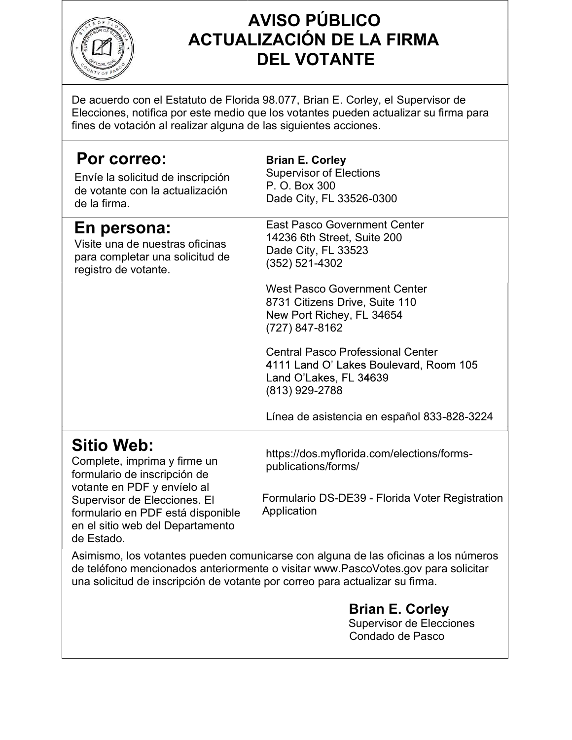# AVISO PÚBLICO ACTUALIZACIÓN DE LA FIRMA DEL VOTANTE

De acuerdo con el Estatuto de Florida 98.077, Brian E. Corley, el Supervisor de Elecciones, notifica por este medio que los votantes pueden actualizar su firma para fines de votación al realizar alguna de las siguientes acciones.

## Por correo:

Envíe la solicitud de inscripción de votante con la actualización de la firma.

**Brian E. Corley**
Supervisor of Elections
P. O. Box 300
Dade City, FL 33526-0300

## En persona:

Visite una de nuestras oficinas para completar una solicitud de registro de votante.

East Pasco Government Center
14236 6th Street, Suite 200
Dade City, FL 33523
(352) 521-4302

West Pasco Government Center
8731 Citizens Drive, Suite 110
New Port Richey, FL 34654
(727) 847-8162

Central Pasco Professional Center
4111 Land O' Lakes Boulevard, Room 105
Land O'Lakes, FL 34639
(813) 929-2788

Línea de asistencia en español 833-828-3224

## Sitio Web:

Complete, imprima y firme un formulario de inscripción de votante en PDF y envíelo al Supervisor de Elecciones. El formulario en PDF está disponible en el sitio web del Departamento de Estado.

https://dos.myflorida.com/elections/forms-publications/forms/

Formulario DS-DE39 - Florida Voter Registration Application

Asimismo, los votantes pueden comunicarse con alguna de las oficinas a los números de teléfono mencionados anteriormente o visitar www.PascoVotes.gov para solicitar una solicitud de inscripción de votante por correo para actualizar su firma.

**Brian E. Corley**
Supervisor de Elecciones
Condado de Pasco